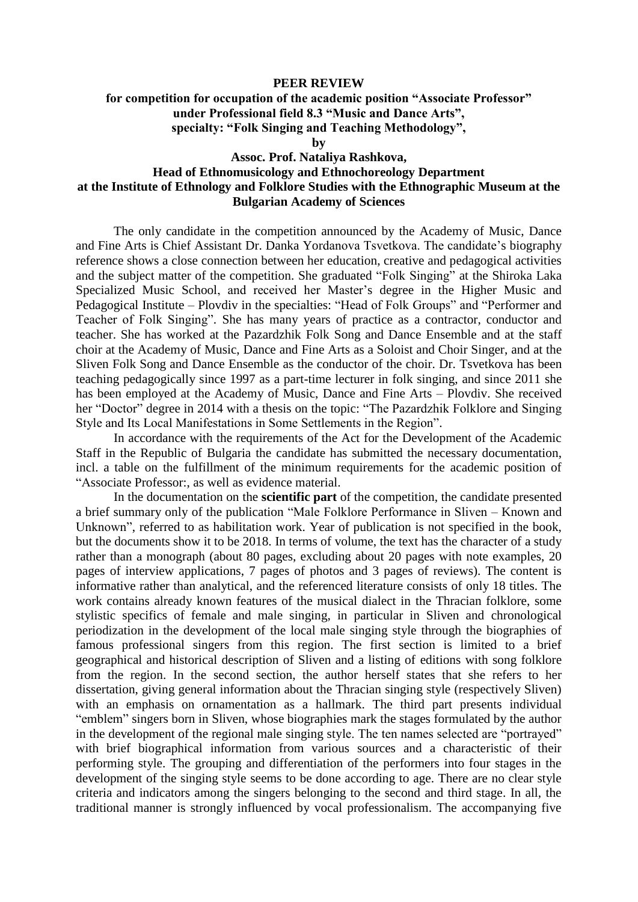**PEER REVIEW**

**for competition for occupation of the academic position "Associate Professor" under Professional field 8.3 "Music and Dance Arts", specialty: "Folk Singing and Teaching Methodology",**

**by**

**Assoc. Prof. Nataliya Rashkova,**

**Head of Ethnomusicology and Ethnochoreology Department at the Institute of Ethnology and Folklore Studies with the Ethnographic Museum at the Bulgarian Academy of Sciences**

The only candidate in the competition announced by the Academy of Music, Dance and Fine Arts is Chief Assistant Dr. Danka Yordanova Tsvetkova. The candidate's biography reference shows a close connection between her education, creative and pedagogical activities and the subject matter of the competition. She graduated "Folk Singing" at the Shiroka Laka Specialized Music School, and received her Master's degree in the Higher Music and Pedagogical Institute – Plovdiv in the specialties: "Head of Folk Groups" and "Performer and Teacher of Folk Singing". She has many years of practice as a contractor, conductor and teacher. She has worked at the Pazardzhik Folk Song and Dance Ensemble and at the staff choir at the Academy of Music, Dance and Fine Arts as a Soloist and Choir Singer, and at the Sliven Folk Song and Dance Ensemble as the conductor of the choir. Dr. Tsvetkova has been teaching pedagogically since 1997 as a part-time lecturer in folk singing, and since 2011 she has been employed at the Academy of Music, Dance and Fine Arts – Plovdiv. She received her "Doctor" degree in 2014 with a thesis on the topic: "The Pazardzhik Folklore and Singing Style and Its Local Manifestations in Some Settlements in the Region".

In accordance with the requirements of the Act for the Development of the Academic Staff in the Republic of Bulgaria the candidate has submitted the necessary documentation, incl. a table on the fulfillment of the minimum requirements for the academic position of "Associate Professor:, as well as evidence material.

In the documentation on the **scientific part** of the competition, the candidate presented a brief summary only of the publication "Male Folklore Performance in Sliven – Known and Unknown", referred to as habilitation work. Year of publication is not specified in the book, but the documents show it to be 2018. In terms of volume, the text has the character of a study rather than a monograph (about 80 pages, excluding about 20 pages with note examples, 20 pages of interview applications, 7 pages of photos and 3 pages of reviews). The content is informative rather than analytical, and the referenced literature consists of only 18 titles. The work contains already known features of the musical dialect in the Thracian folklore, some stylistic specifics of female and male singing, in particular in Sliven and chronological periodization in the development of the local male singing style through the biographies of famous professional singers from this region. The first section is limited to a brief geographical and historical description of Sliven and a listing of editions with song folklore from the region. In the second section, the author herself states that she refers to her dissertation, giving general information about the Thracian singing style (respectively Sliven) with an emphasis on ornamentation as a hallmark. The third part presents individual "emblem" singers born in Sliven, whose biographies mark the stages formulated by the author in the development of the regional male singing style. The ten names selected are "portrayed" with brief biographical information from various sources and a characteristic of their performing style. The grouping and differentiation of the performers into four stages in the development of the singing style seems to be done according to age. There are no clear style criteria and indicators among the singers belonging to the second and third stage. In all, the traditional manner is strongly influenced by vocal professionalism. The accompanying five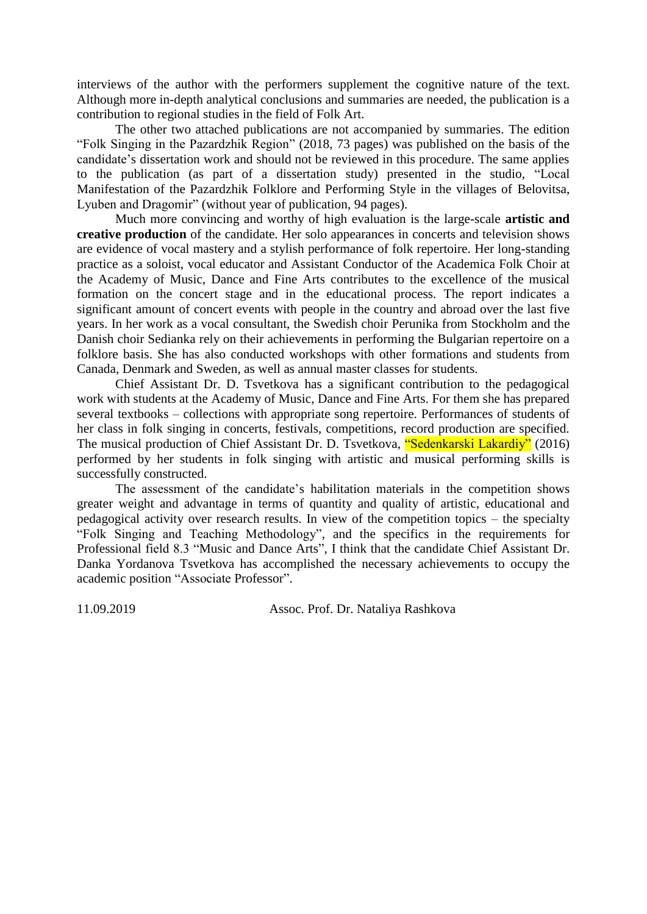interviews of the author with the performers supplement the cognitive nature of the text. Although more in-depth analytical conclusions and summaries are needed, the publication is a contribution to regional studies in the field of Folk Art.

The other two attached publications are not accompanied by summaries. The edition "Folk Singing in the Pazardzhik Region" (2018, 73 pages) was published on the basis of the candidate's dissertation work and should not be reviewed in this procedure. The same applies to the publication (as part of a dissertation study) presented in the studio, "Local Manifestation of the Pazardzhik Folklore and Performing Style in the villages of Belovitsa, Lyuben and Dragomir" (without year of publication, 94 pages).

Much more convincing and worthy of high evaluation is the large-scale **artistic and creative production** of the candidate. Her solo appearances in concerts and television shows are evidence of vocal mastery and a stylish performance of folk repertoire. Her long-standing practice as a soloist, vocal educator and Assistant Conductor of the Academica Folk Choir at the Academy of Music, Dance and Fine Arts contributes to the excellence of the musical formation on the concert stage and in the educational process. The report indicates a significant amount of concert events with people in the country and abroad over the last five years. In her work as a vocal consultant, the Swedish choir Perunika from Stockholm and the Danish choir Sedianka rely on their achievements in performing the Bulgarian repertoire on a folklore basis. She has also conducted workshops with other formations and students from Canada, Denmark and Sweden, as well as annual master classes for students.

Chief Assistant Dr. D. Tsvetkova has a significant contribution to the pedagogical work with students at the Academy of Music, Dance and Fine Arts. For them she has prepared several textbooks – collections with appropriate song repertoire. Performances of students of her class in folk singing in concerts, festivals, competitions, record production are specified. The musical production of Chief Assistant Dr. D. Tsvetkova, "Sedenkarski Lakardiy" (2016) performed by her students in folk singing with artistic and musical performing skills is successfully constructed.

The assessment of the candidate's habilitation materials in the competition shows greater weight and advantage in terms of quantity and quality of artistic, educational and pedagogical activity over research results. In view of the competition topics – the specialty "Folk Singing and Teaching Methodology", and the specifics in the requirements for Professional field 8.3 "Music and Dance Arts", I think that the candidate Chief Assistant Dr. Danka Yordanova Tsvetkova has accomplished the necessary achievements to occupy the academic position "Associate Professor".

11.09.2019 Assoc. Prof. Dr. Nataliya Rashkova